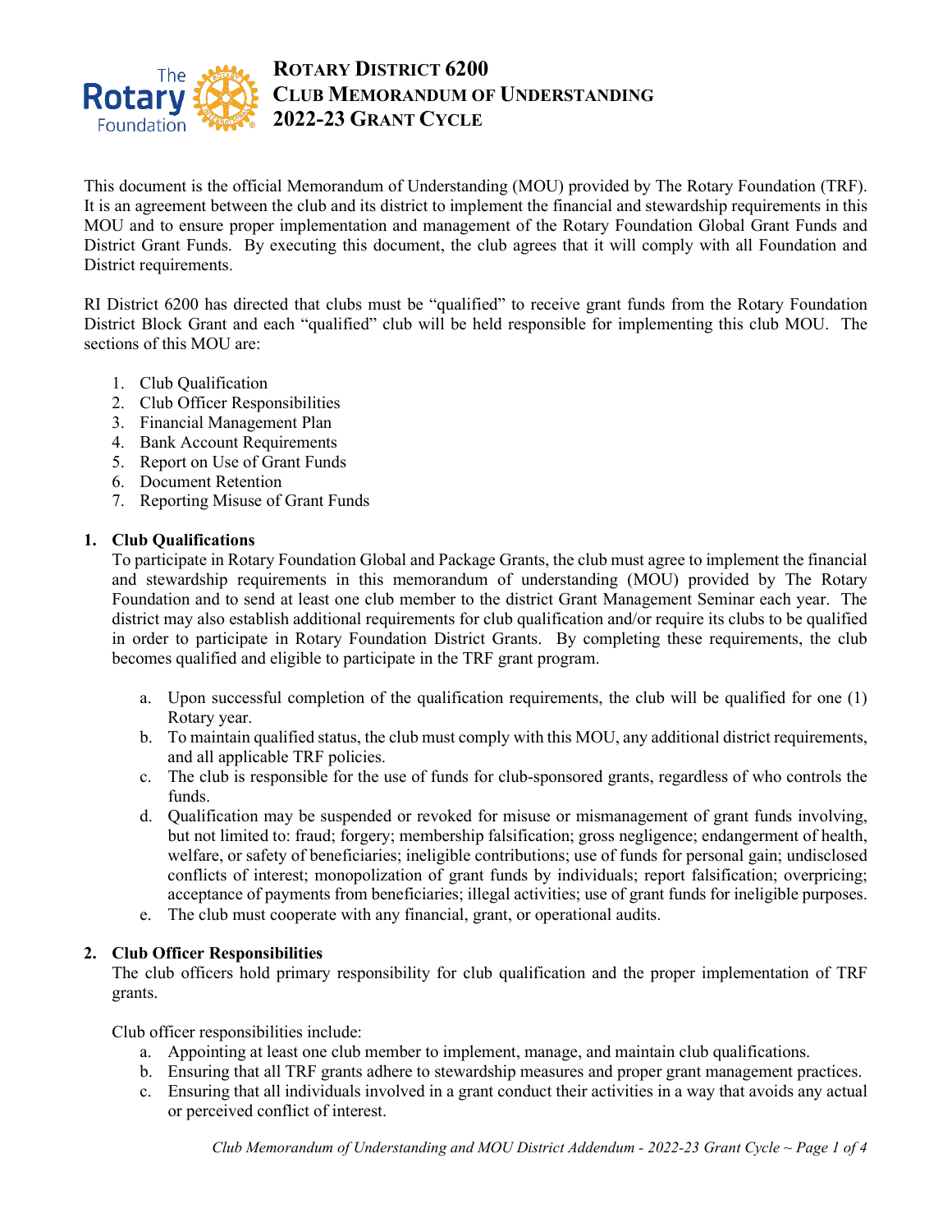# Rotary District 6200
# Club Memorandum of Understanding
# 2022-23 Grant Cycle

This document is the official Memorandum of Understanding (MOU) provided by The Rotary Foundation (TRF). It is an agreement between the club and its district to implement the financial and stewardship requirements in this MOU and to ensure proper implementation and management of the Rotary Foundation Global Grant Funds and District Grant Funds. By executing this document, the club agrees that it will comply with all Foundation and District requirements.

RI District 6200 has directed that clubs must be "qualified" to receive grant funds from the Rotary Foundation District Block Grant and each "qualified" club will be held responsible for implementing this club MOU. The sections of this MOU are:

1. Club Qualification
2. Club Officer Responsibilities
3. Financial Management Plan
4. Bank Account Requirements
5. Report on Use of Grant Funds
6. Document Retention
7. Reporting Misuse of Grant Funds

## 1. Club Qualifications

To participate in Rotary Foundation Global and Package Grants, the club must agree to implement the financial and stewardship requirements in this memorandum of understanding (MOU) provided by The Rotary Foundation and to send at least one club member to the district Grant Management Seminar each year. The district may also establish additional requirements for club qualification and/or require its clubs to be qualified in order to participate in Rotary Foundation District Grants. By completing these requirements, the club becomes qualified and eligible to participate in the TRF grant program.

a. Upon successful completion of the qualification requirements, the club will be qualified for one (1) Rotary year.
b. To maintain qualified status, the club must comply with this MOU, any additional district requirements, and all applicable TRF policies.
c. The club is responsible for the use of funds for club-sponsored grants, regardless of who controls the funds.
d. Qualification may be suspended or revoked for misuse or mismanagement of grant funds involving, but not limited to: fraud; forgery; membership falsification; gross negligence; endangerment of health, welfare, or safety of beneficiaries; ineligible contributions; use of funds for personal gain; undisclosed conflicts of interest; monopolization of grant funds by individuals; report falsification; overpricing; acceptance of payments from beneficiaries; illegal activities; use of grant funds for ineligible purposes.
e. The club must cooperate with any financial, grant, or operational audits.

## 2. Club Officer Responsibilities

The club officers hold primary responsibility for club qualification and the proper implementation of TRF grants.

Club officer responsibilities include:

a. Appointing at least one club member to implement, manage, and maintain club qualifications.
b. Ensuring that all TRF grants adhere to stewardship measures and proper grant management practices.
c. Ensuring that all individuals involved in a grant conduct their activities in a way that avoids any actual or perceived conflict of interest.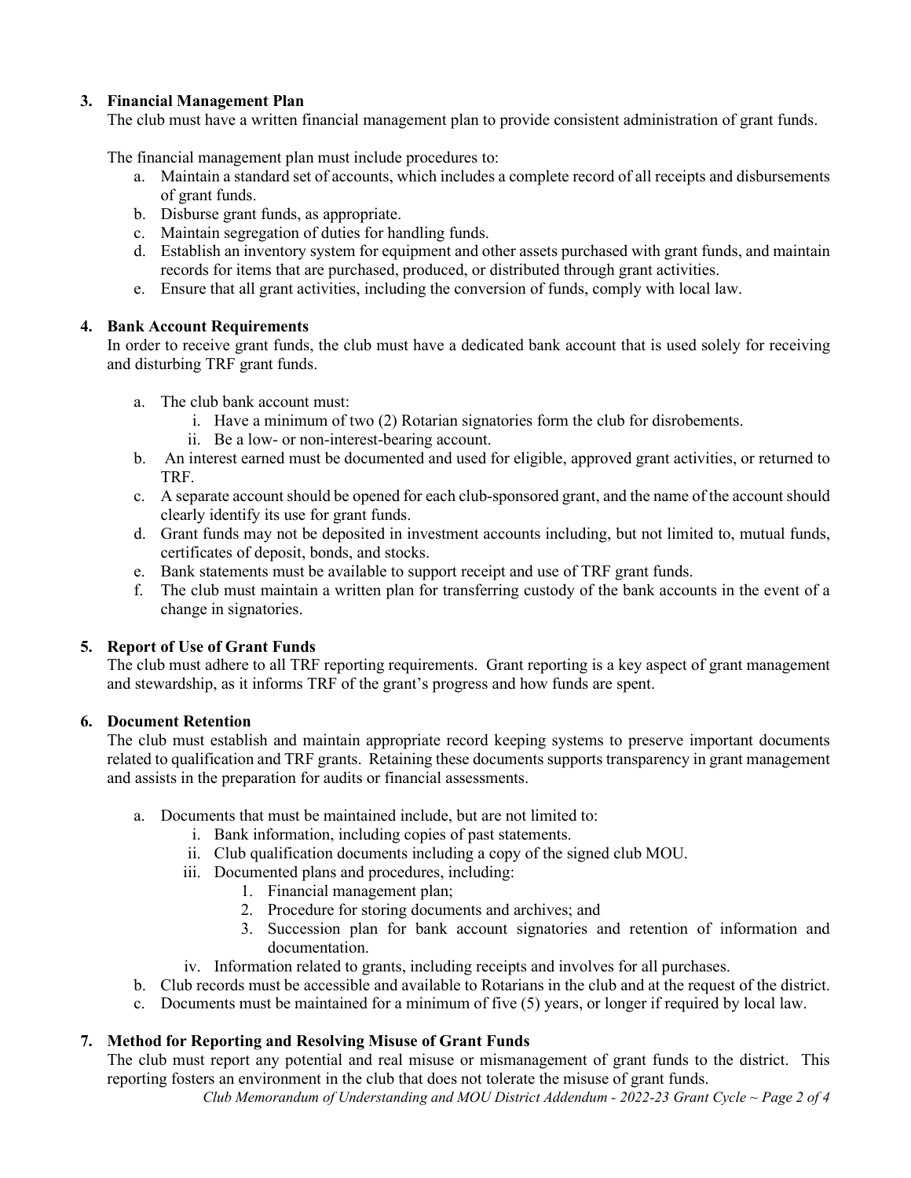3. **Financial Management Plan**
   The club must have a written financial management plan to provide consistent administration of grant funds.

   The financial management plan must include procedures to:
   a. Maintain a standard set of accounts, which includes a complete record of all receipts and disbursements of grant funds.
   b. Disburse grant funds, as appropriate.
   c. Maintain segregation of duties for handling funds.
   d. Establish an inventory system for equipment and other assets purchased with grant funds, and maintain records for items that are purchased, produced, or distributed through grant activities.
   e. Ensure that all grant activities, including the conversion of funds, comply with local law.

4. **Bank Account Requirements**
   In order to receive grant funds, the club must have a dedicated bank account that is used solely for receiving and disturbing TRF grant funds.

   a. The club bank account must:
      i. Have a minimum of two (2) Rotarian signatories form the club for disrobements.
      ii. Be a low- or non-interest-bearing account.
   b. An interest earned must be documented and used for eligible, approved grant activities, or returned to TRF.
   c. A separate account should be opened for each club-sponsored grant, and the name of the account should clearly identify its use for grant funds.
   d. Grant funds may not be deposited in investment accounts including, but not limited to, mutual funds, certificates of deposit, bonds, and stocks.
   e. Bank statements must be available to support receipt and use of TRF grant funds.
   f. The club must maintain a written plan for transferring custody of the bank accounts in the event of a change in signatories.

5. **Report of Use of Grant Funds**
   The club must adhere to all TRF reporting requirements. Grant reporting is a key aspect of grant management and stewardship, as it informs TRF of the grant's progress and how funds are spent.

6. **Document Retention**
   The club must establish and maintain appropriate record keeping systems to preserve important documents related to qualification and TRF grants. Retaining these documents supports transparency in grant management and assists in the preparation for audits or financial assessments.

   a. Documents that must be maintained include, but are not limited to:
      i. Bank information, including copies of past statements.
      ii. Club qualification documents including a copy of the signed club MOU.
      iii. Documented plans and procedures, including:
         1. Financial management plan;
         2. Procedure for storing documents and archives; and
         3. Succession plan for bank account signatories and retention of information and documentation.
      iv. Information related to grants, including receipts and involves for all purchases.
   b. Club records must be accessible and available to Rotarians in the club and at the request of the district.
   c. Documents must be maintained for a minimum of five (5) years, or longer if required by local law.

7. **Method for Reporting and Resolving Misuse of Grant Funds**
   The club must report any potential and real misuse or mismanagement of grant funds to the district. This reporting fosters an environment in the club that does not tolerate the misuse of grant funds.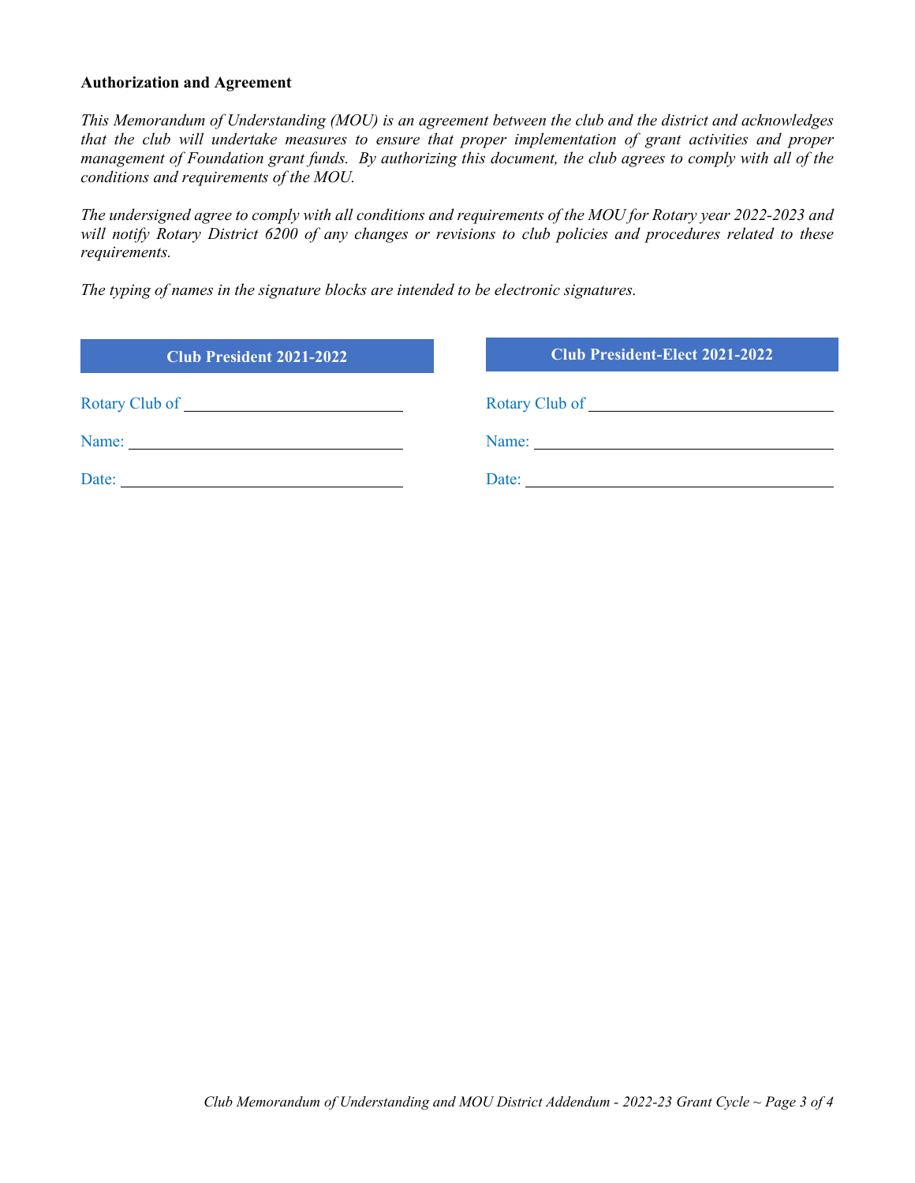**Authorization and Agreement**

*This Memorandum of Understanding (MOU) is an agreement between the club and the district and acknowledges that the club will undertake measures to ensure that proper implementation of grant activities and proper management of Foundation grant funds. By authorizing this document, the club agrees to comply with all of the conditions and requirements of the MOU.*

*The undersigned agree to comply with all conditions and requirements of the MOU for Rotary year 2022-2023 and will notify Rotary District 6200 of any changes or revisions to club policies and procedures related to these requirements.*

*The typing of names in the signature blocks are intended to be electronic signatures.*

**Club President 2021-2022**

Rotary Club of ______________________________

Name: ______________________________

Date: ______________________________

**Club President-Elect 2021-2022**

Rotary Club of ______________________________

Name: ______________________________

Date: ______________________________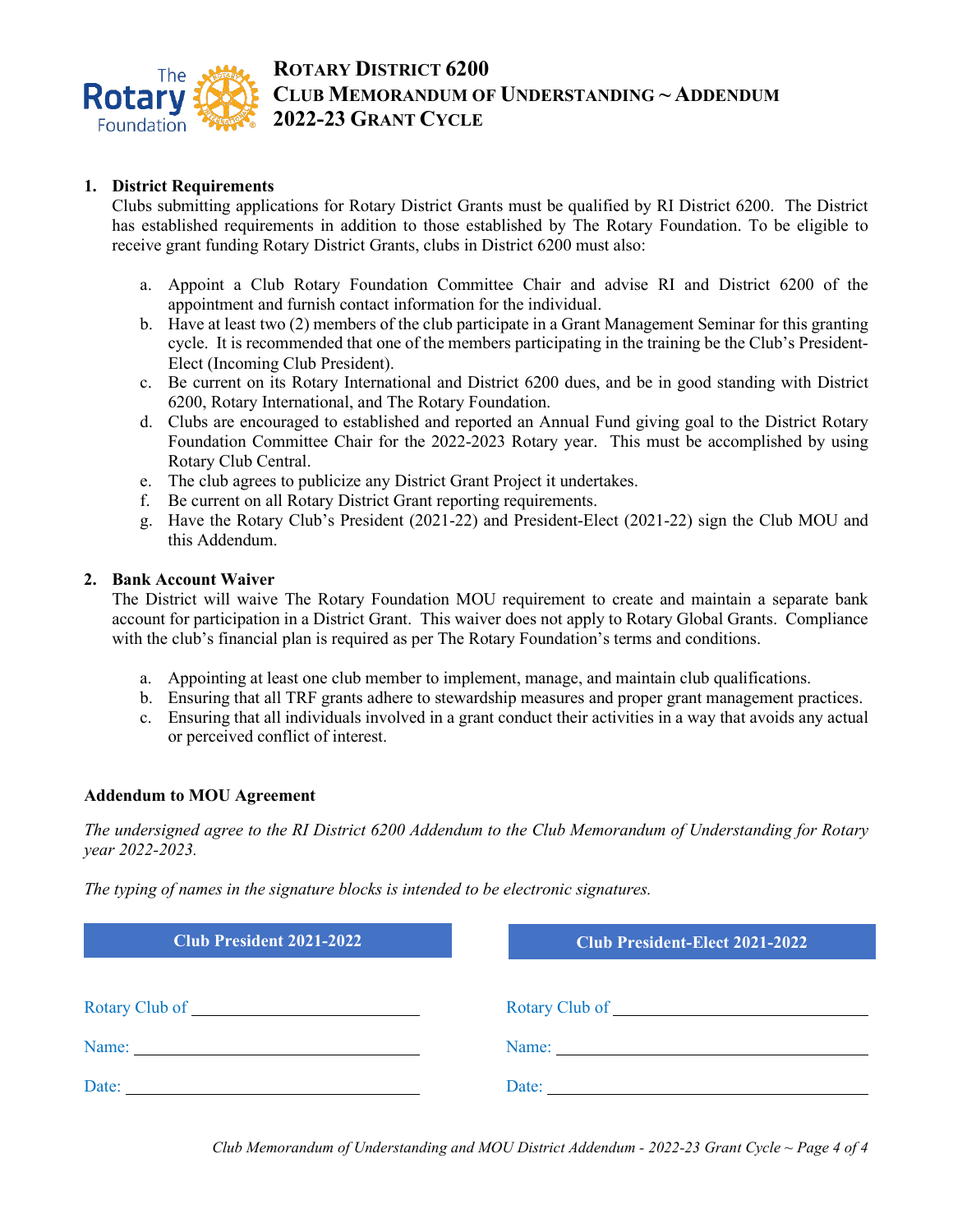# ROTARY DISTRICT 6200
## CLUB MEMORANDUM OF UNDERSTANDING ~ ADDENDUM
## 2022-23 GRANT CYCLE

1. **District Requirements**
   Clubs submitting applications for Rotary District Grants must be qualified by RI District 6200. The District has established requirements in addition to those established by The Rotary Foundation. To be eligible to receive grant funding Rotary District Grants, clubs in District 6200 must also:

   a. Appoint a Club Rotary Foundation Committee Chair and advise RI and District 6200 of the appointment and furnish contact information for the individual.
   b. Have at least two (2) members of the club participate in a Grant Management Seminar for this granting cycle. It is recommended that one of the members participating in the training be the Club's President-Elect (Incoming Club President).
   c. Be current on its Rotary International and District 6200 dues, and be in good standing with District 6200, Rotary International, and The Rotary Foundation.
   d. Clubs are encouraged to established and reported an Annual Fund giving goal to the District Rotary Foundation Committee Chair for the 2022-2023 Rotary year. This must be accomplished by using Rotary Club Central.
   e. The club agrees to publicize any District Grant Project it undertakes.
   f. Be current on all Rotary District Grant reporting requirements.
   g. Have the Rotary Club's President (2021-22) and President-Elect (2021-22) sign the Club MOU and this Addendum.

2. **Bank Account Waiver**
   The District will waive The Rotary Foundation MOU requirement to create and maintain a separate bank account for participation in a District Grant. This waiver does not apply to Rotary Global Grants. Compliance with the club's financial plan is required as per The Rotary Foundation's terms and conditions.

   a. Appointing at least one club member to implement, manage, and maintain club qualifications.
   b. Ensuring that all TRF grants adhere to stewardship measures and proper grant management practices.
   c. Ensuring that all individuals involved in a grant conduct their activities in a way that avoids any actual or perceived conflict of interest.

**Addendum to MOU Agreement**

*The undersigned agree to the RI District 6200 Addendum to the Club Memorandum of Understanding for Rotary year 2022-2023.*

*The typing of names in the signature blocks is intended to be electronic signatures.*

**Club President 2021-2022**

Rotary Club of ____________________

Name: ____________________

Date: ____________________

**Club President-Elect 2021-2022**

Rotary Club of ____________________

Name: ____________________

Date: ____________________